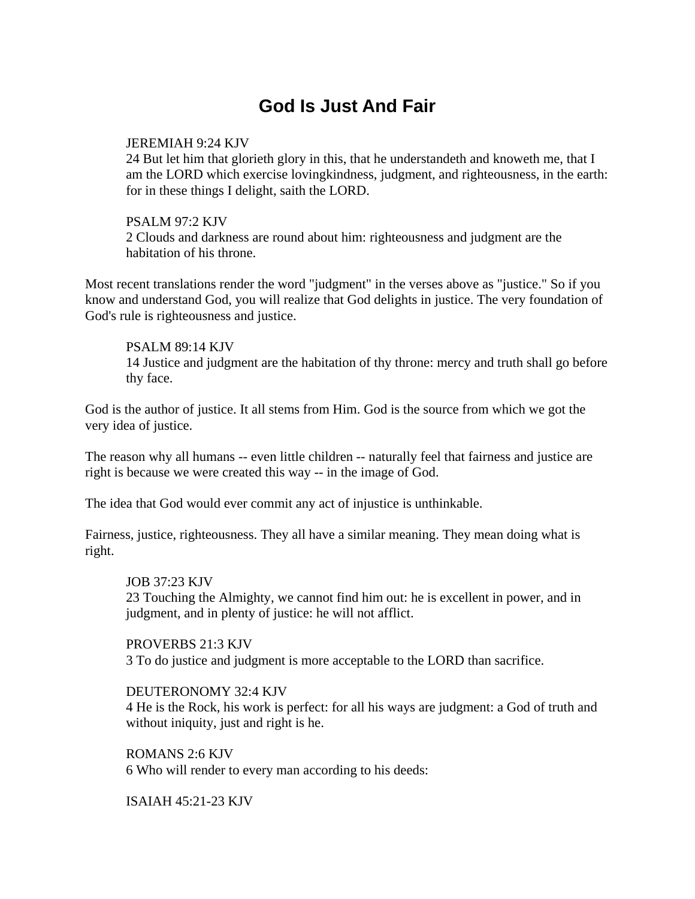# God Is Just And Fair

> JEREMIAH 9:24 KJV
> 24 But let him that glorieth glory in this, that he understandeth and knoweth me, that I am the LORD which exercise lovingkindness, judgment, and righteousness, in the earth: for in these things I delight, saith the LORD.

> PSALM 97:2 KJV
> 2 Clouds and darkness are round about him: righteousness and judgment are the habitation of his throne.

Most recent translations render the word "judgment" in the verses above as "justice." So if you know and understand God, you will realize that God delights in justice. The very foundation of God's rule is righteousness and justice.

> PSALM 89:14 KJV
> 14 Justice and judgment are the habitation of thy throne: mercy and truth shall go before thy face.

God is the author of justice. It all stems from Him. God is the source from which we got the very idea of justice.

The reason why all humans -- even little children -- naturally feel that fairness and justice are right is because we were created this way -- in the image of God.

The idea that God would ever commit any act of injustice is unthinkable.

Fairness, justice, righteousness. They all have a similar meaning. They mean doing what is right.

> JOB 37:23 KJV
> 23 Touching the Almighty, we cannot find him out: he is excellent in power, and in judgment, and in plenty of justice: he will not afflict.

> PROVERBS 21:3 KJV
> 3 To do justice and judgment is more acceptable to the LORD than sacrifice.

> DEUTERONOMY 32:4 KJV
> 4 He is the Rock, his work is perfect: for all his ways are judgment: a God of truth and without iniquity, just and right is he.

> ROMANS 2:6 KJV
> 6 Who will render to every man according to his deeds:

> ISAIAH 45:21-23 KJV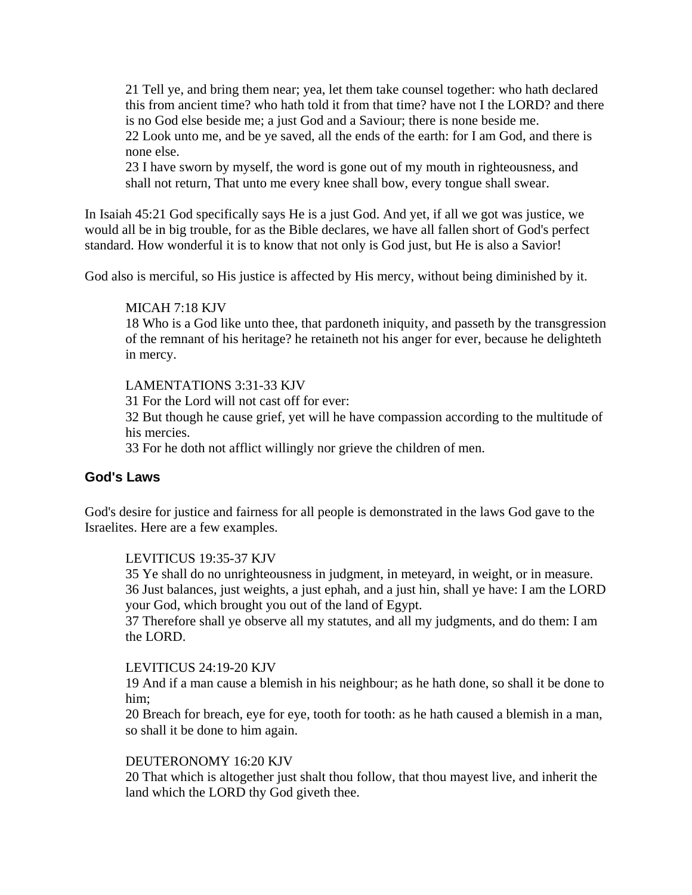21 Tell ye, and bring them near; yea, let them take counsel together: who hath declared this from ancient time? who hath told it from that time? have not I the LORD? and there is no God else beside me; a just God and a Saviour; there is none beside me.
22 Look unto me, and be ye saved, all the ends of the earth: for I am God, and there is none else.
23 I have sworn by myself, the word is gone out of my mouth in righteousness, and shall not return, That unto me every knee shall bow, every tongue shall swear.

In Isaiah 45:21 God specifically says He is a just God. And yet, if all we got was justice, we would all be in big trouble, for as the Bible declares, we have all fallen short of God's perfect standard. How wonderful it is to know that not only is God just, but He is also a Savior!

God also is merciful, so His justice is affected by His mercy, without being diminished by it.

MICAH 7:18 KJV
18 Who is a God like unto thee, that pardoneth iniquity, and passeth by the transgression of the remnant of his heritage? he retaineth not his anger for ever, because he delighteth in mercy.

LAMENTATIONS 3:31-33 KJV
31 For the Lord will not cast off for ever:
32 But though he cause grief, yet will he have compassion according to the multitude of his mercies.
33 For he doth not afflict willingly nor grieve the children of men.

## God's Laws

God's desire for justice and fairness for all people is demonstrated in the laws God gave to the Israelites. Here are a few examples.

LEVITICUS 19:35-37 KJV
35 Ye shall do no unrighteousness in judgment, in meteyard, in weight, or in measure.
36 Just balances, just weights, a just ephah, and a just hin, shall ye have: I am the LORD your God, which brought you out of the land of Egypt.
37 Therefore shall ye observe all my statutes, and all my judgments, and do them: I am the LORD.

LEVITICUS 24:19-20 KJV
19 And if a man cause a blemish in his neighbour; as he hath done, so shall it be done to him;
20 Breach for breach, eye for eye, tooth for tooth: as he hath caused a blemish in a man, so shall it be done to him again.

DEUTERONOMY 16:20 KJV
20 That which is altogether just shalt thou follow, that thou mayest live, and inherit the land which the LORD thy God giveth thee.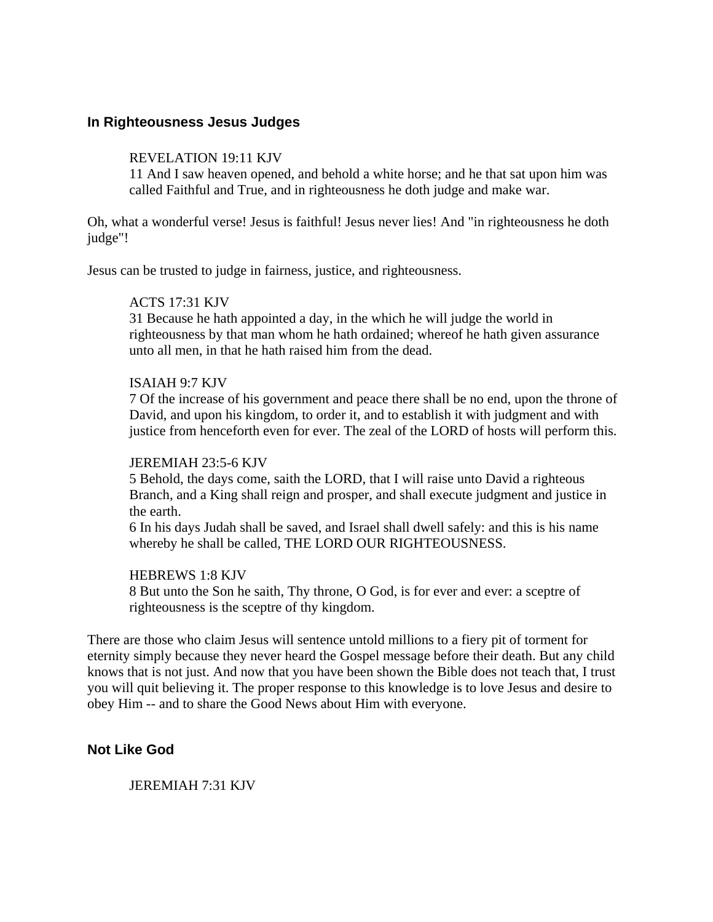### In Righteousness Jesus Judges

> REVELATION 19:11 KJV
> 11 And I saw heaven opened, and behold a white horse; and he that sat upon him was called Faithful and True, and in righteousness he doth judge and make war.

Oh, what a wonderful verse! Jesus is faithful! Jesus never lies! And "in righteousness he doth judge"!

Jesus can be trusted to judge in fairness, justice, and righteousness.

> ACTS 17:31 KJV
> 31 Because he hath appointed a day, in the which he will judge the world in righteousness by that man whom he hath ordained; whereof he hath given assurance unto all men, in that he hath raised him from the dead.

> ISAIAH 9:7 KJV
> 7 Of the increase of his government and peace there shall be no end, upon the throne of David, and upon his kingdom, to order it, and to establish it with judgment and with justice from henceforth even for ever. The zeal of the LORD of hosts will perform this.

> JEREMIAH 23:5-6 KJV
> 5 Behold, the days come, saith the LORD, that I will raise unto David a righteous Branch, and a King shall reign and prosper, and shall execute judgment and justice in the earth.
> 6 In his days Judah shall be saved, and Israel shall dwell safely: and this is his name whereby he shall be called, THE LORD OUR RIGHTEOUSNESS.

> HEBREWS 1:8 KJV
> 8 But unto the Son he saith, Thy throne, O God, is for ever and ever: a sceptre of righteousness is the sceptre of thy kingdom.

There are those who claim Jesus will sentence untold millions to a fiery pit of torment for eternity simply because they never heard the Gospel message before their death. But any child knows that is not just. And now that you have been shown the Bible does not teach that, I trust you will quit believing it. The proper response to this knowledge is to love Jesus and desire to obey Him -- and to share the Good News about Him with everyone.

### Not Like God

> JEREMIAH 7:31 KJV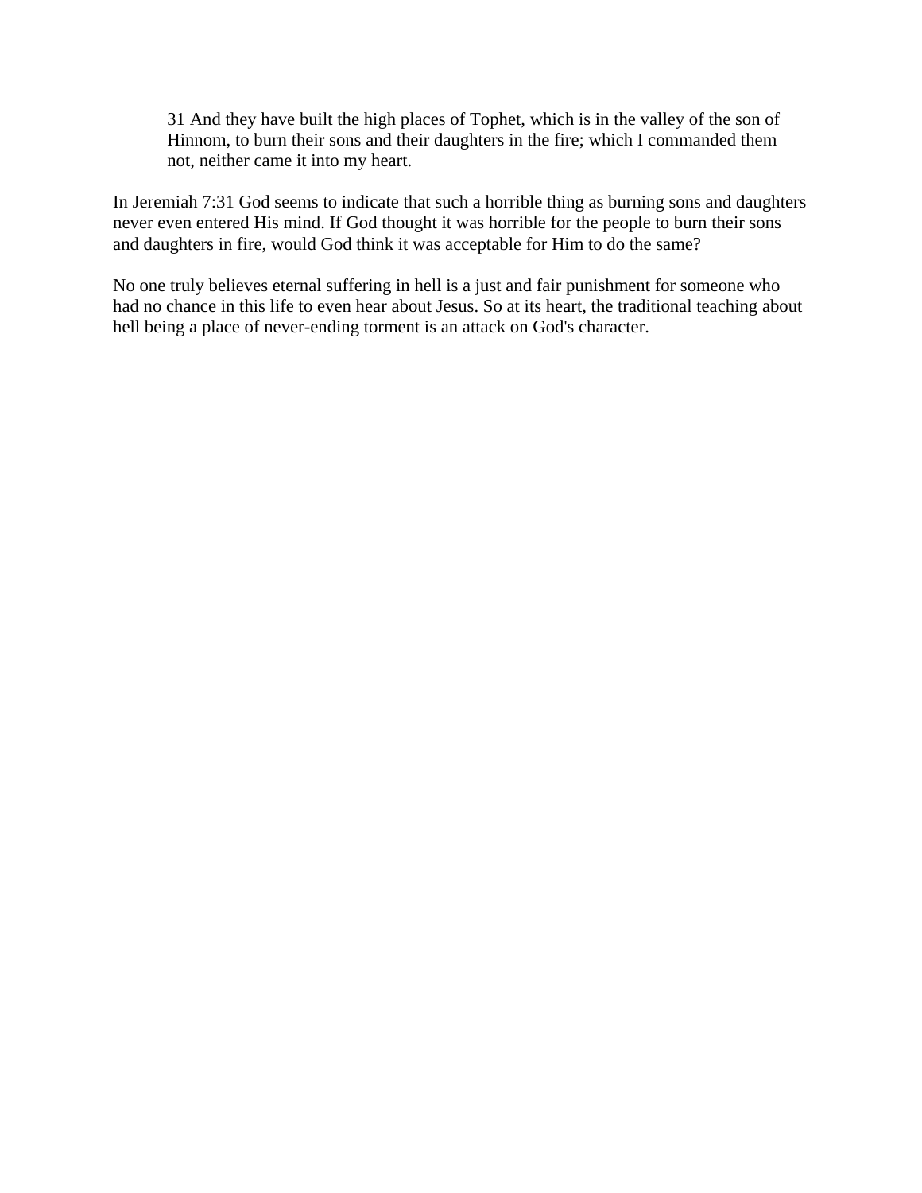> 31 And they have built the high places of Tophet, which is in the valley of the son of Hinnom, to burn their sons and their daughters in the fire; which I commanded them not, neither came it into my heart.

In Jeremiah 7:31 God seems to indicate that such a horrible thing as burning sons and daughters never even entered His mind. If God thought it was horrible for the people to burn their sons and daughters in fire, would God think it was acceptable for Him to do the same?

No one truly believes eternal suffering in hell is a just and fair punishment for someone who had no chance in this life to even hear about Jesus. So at its heart, the traditional teaching about hell being a place of never-ending torment is an attack on God's character.